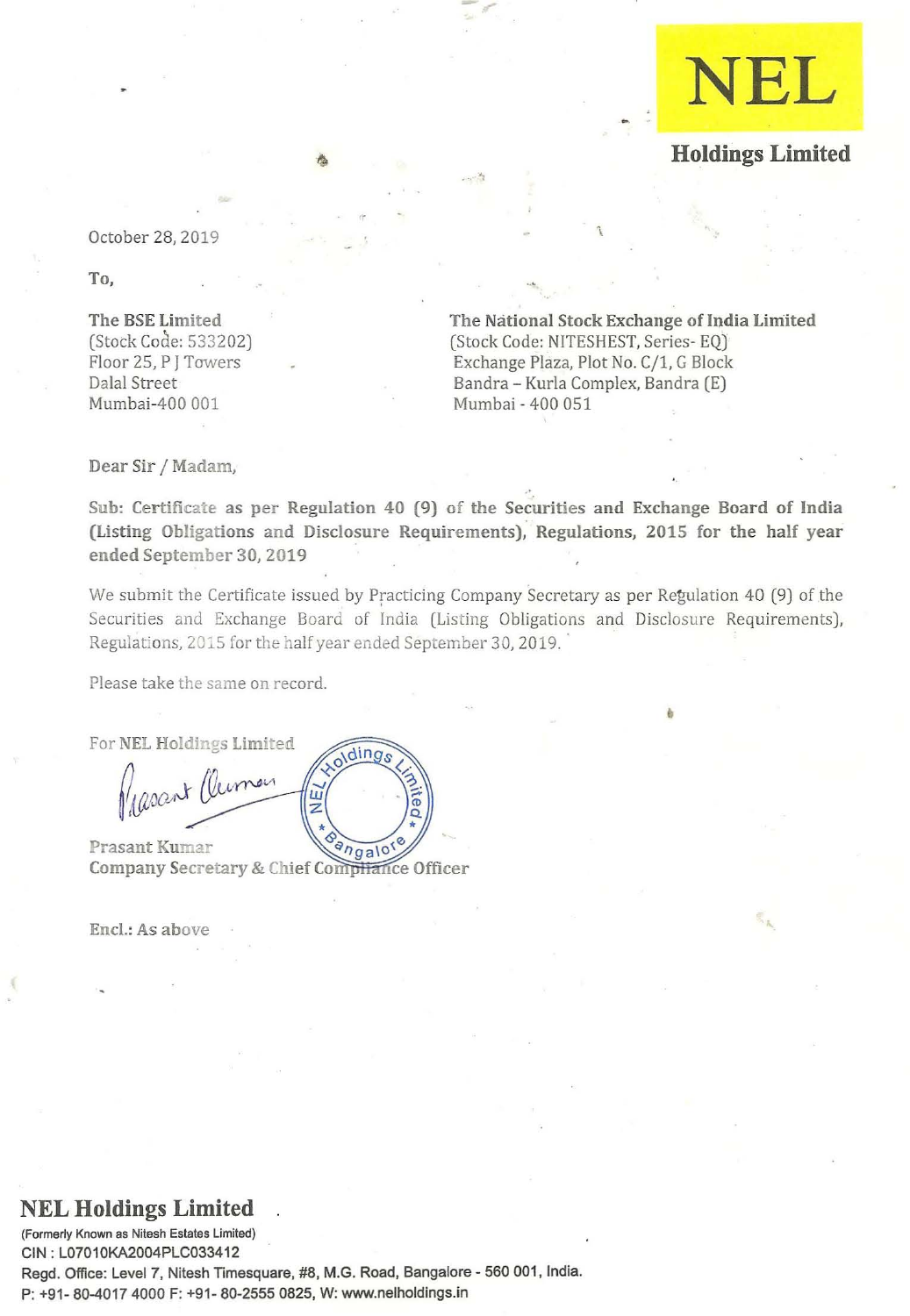NEL

**Holdings Limited**

October 28, 2019

**To,**

**The BSE Limited**
(Stock Code: 533202)
Floor 25, P J Towers
Dalal Street
Mumbai-400 001

**The National Stock Exchange of India Limited**
(Stock Code: NITESHEST, Series- EQ)
Exchange Plaza, Plot No. C/1, G Block
Bandra – Kurla Complex, Bandra (E)
Mumbai - 400 051

Dear Sir / Madam,

**Sub: Certificate as per Regulation 40 (9) of the Securities and Exchange Board of India (Listing Obligations and Disclosure Requirements), Regulations, 2015 for the half year ended September 30, 2019**

We submit the Certificate issued by Practicing Company Secretary as per Regulation 40 (9) of the Securities and Exchange Board of India (Listing Obligations and Disclosure Requirements), Regulations, 2015 for the half year ended September 30, 2019.

Please take the same on record.

For NEL Holdings Limited

Prasant Kumar
**Company Secretary & Chief Compliance Officer**

Encl.: As above

**NEL Holdings Limited**
(Formerly Known as Nitesh Estates Limited)
CIN : L07010KA2004PLC033412
Regd. Office: Level 7, Nitesh Timesquare, #8, M.G. Road, Bangalore - 560 001, India.
P: +91- 80-4017 4000 F: +91- 80-2555 0825, W: www.nelholdings.in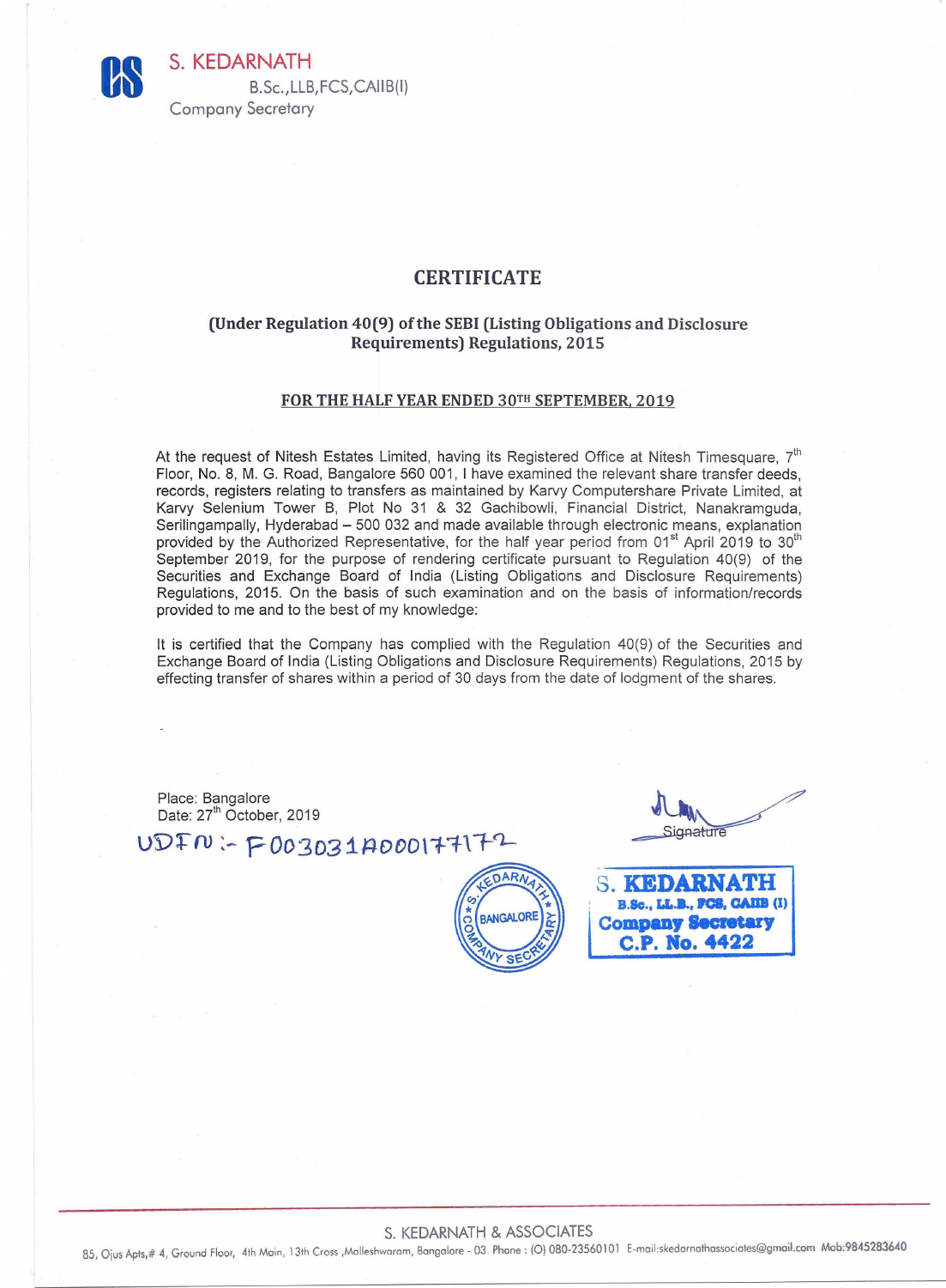S. KEDARNATH
B.Sc.,LLB,FCS,CAIIB(I)
Company Secretary

# CERTIFICATE

## (Under Regulation 40(9) of the SEBI (Listing Obligations and Disclosure Requirements) Regulations, 2015

### FOR THE HALF YEAR ENDED 30TH SEPTEMBER, 2019

At the request of Nitesh Estates Limited, having its Registered Office at Nitesh Timesquare, 7th Floor, No. 8, M. G. Road, Bangalore 560 001, I have examined the relevant share transfer deeds, records, registers relating to transfers as maintained by Karvy Computershare Private Limited, at Karvy Selenium Tower B, Plot No 31 & 32 Gachibowli, Financial District, Nanakramguda, Serilingampally, Hyderabad – 500 032 and made available through electronic means, explanation provided by the Authorized Representative, for the half year period from 01st April 2019 to 30th September 2019, for the purpose of rendering certificate pursuant to Regulation 40(9) of the Securities and Exchange Board of India (Listing Obligations and Disclosure Requirements) Regulations, 2015. On the basis of such examination and on the basis of information/records provided to me and to the best of my knowledge:

It is certified that the Company has complied with the Regulation 40(9) of the Securities and Exchange Board of India (Listing Obligations and Disclosure Requirements) Regulations, 2015 by effecting transfer of shares within a period of 30 days from the date of lodgment of the shares.

Place: Bangalore
Date: 27th October, 2019

UDIN :- F003031A000177172

Signature

S. KEDARNATH
B.Sc., LL.B., FCS, CAIIB (I)
Company Secretary
C.P. No. 4422

S. KEDARNATH & ASSOCIATES
85, Ojus Apts,# 4, Ground Floor, 4th Main, 13th Cross ,Malleshwaram, Bangalore - 03. Phone : (O) 080-23560101 E-mail:skedarnathassociates@gmail.com Mob:9845283640